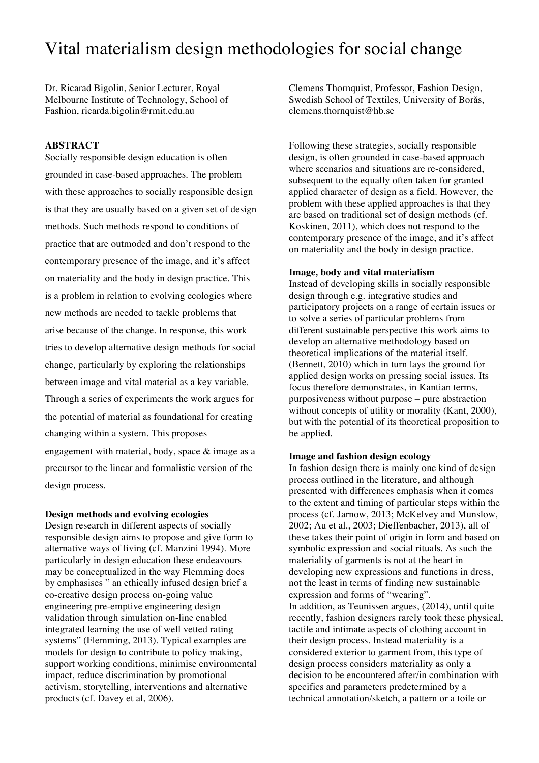# Vital materialism design methodologies for social change

Dr. Ricarad Bigolin, Senior Lecturer, Royal Melbourne Institute of Technology, School of Fashion, ricarda.bigolin@rmit.edu.au

Clemens Thornquist, Professor, Fashion Design, Swedish School of Textiles, University of Borås, clemens.thornquist@hb.se

**ABSTRACT**

Socially responsible design education is often grounded in case-based approaches. The problem with these approaches to socially responsible design is that they are usually based on a given set of design methods. Such methods respond to conditions of practice that are outmoded and don't respond to the contemporary presence of the image, and it's affect on materiality and the body in design practice. This is a problem in relation to evolving ecologies where new methods are needed to tackle problems that arise because of the change. In response, this work tries to develop alternative design methods for social change, particularly by exploring the relationships between image and vital material as a key variable. Through a series of experiments the work argues for the potential of material as foundational for creating changing within a system. This proposes engagement with material, body, space & image as a precursor to the linear and formalistic version of the design process.

**Design methods and evolving ecologies**

Design research in different aspects of socially responsible design aims to propose and give form to alternative ways of living (cf. Manzini 1994). More particularly in design education these endeavours may be conceptualized in the way Flemming does by emphasises " an ethically infused design brief a co-creative design process on-going value engineering pre-emptive engineering design validation through simulation on-line enabled integrated learning the use of well vetted rating systems" (Flemming, 2013). Typical examples are models for design to contribute to policy making, support working conditions, minimise environmental impact, reduce discrimination by promotional activism, storytelling, interventions and alternative products (cf. Davey et al, 2006).

Following these strategies, socially responsible design, is often grounded in case-based approach where scenarios and situations are re-considered, subsequent to the equally often taken for granted applied character of design as a field. However, the problem with these applied approaches is that they are based on traditional set of design methods (cf. Koskinen, 2011), which does not respond to the contemporary presence of the image, and it's affect on materiality and the body in design practice.

**Image, body and vital materialism**

Instead of developing skills in socially responsible design through e.g. integrative studies and participatory projects on a range of certain issues or to solve a series of particular problems from different sustainable perspective this work aims to develop an alternative methodology based on theoretical implications of the material itself. (Bennett, 2010) which in turn lays the ground for applied design works on pressing social issues. Its focus therefore demonstrates, in Kantian terms, purposiveness without purpose – pure abstraction without concepts of utility or morality (Kant, 2000), but with the potential of its theoretical proposition to be applied.

**Image and fashion design ecology**

In fashion design there is mainly one kind of design process outlined in the literature, and although presented with differences emphasis when it comes to the extent and timing of particular steps within the process (cf. Jarnow, 2013; McKelvey and Munslow, 2002; Au et al., 2003; Dieffenbacher, 2013), all of these takes their point of origin in form and based on symbolic expression and social rituals. As such the materiality of garments is not at the heart in developing new expressions and functions in dress, not the least in terms of finding new sustainable expression and forms of "wearing".

In addition, as Teunissen argues, (2014), until quite recently, fashion designers rarely took these physical, tactile and intimate aspects of clothing account in their design process. Instead materiality is a considered exterior to garment from, this type of design process considers materiality as only a decision to be encountered after/in combination with specifics and parameters predetermined by a technical annotation/sketch, a pattern or a toile or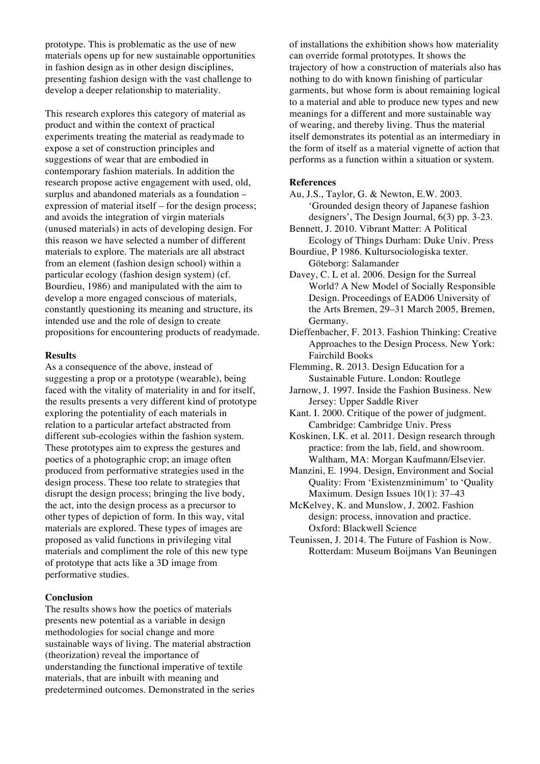prototype. This is problematic as the use of new materials opens up for new sustainable opportunities in fashion design as in other design disciplines, presenting fashion design with the vast challenge to develop a deeper relationship to materiality.

This research explores this category of material as product and within the context of practical experiments treating the material as readymade to expose a set of construction principles and suggestions of wear that are embodied in contemporary fashion materials. In addition the research propose active engagement with used, old, surplus and abandoned materials as a foundation – expression of material itself – for the design process; and avoids the integration of virgin materials (unused materials) in acts of developing design. For this reason we have selected a number of different materials to explore. The materials are all abstract from an element (fashion design school) within a particular ecology (fashion design system) (cf. Bourdieu, 1986) and manipulated with the aim to develop a more engaged conscious of materials, constantly questioning its meaning and structure, its intended use and the role of design to create propositions for encountering products of readymade.

## Results

As a consequence of the above, instead of suggesting a prop or a prototype (wearable), being faced with the vitality of materiality in and for itself, the results presents a very different kind of prototype exploring the potentiality of each materials in relation to a particular artefact abstracted from different sub-ecologies within the fashion system. These prototypes aim to express the gestures and poetics of a photographic crop; an image often produced from performative strategies used in the design process. These too relate to strategies that disrupt the design process; bringing the live body, the act, into the design process as a precursor to other types of depiction of form. In this way, vital materials are explored. These types of images are proposed as valid functions in privileging vital materials and compliment the role of this new type of prototype that acts like a 3D image from performative studies.

## Conclusion

The results shows how the poetics of materials presents new potential as a variable in design methodologies for social change and more sustainable ways of living. The material abstraction (theorization) reveal the importance of understanding the functional imperative of textile materials, that are inbuilt with meaning and predetermined outcomes. Demonstrated in the series of installations the exhibition shows how materiality can override formal prototypes. It shows the trajectory of how a construction of materials also has nothing to do with known finishing of particular garments, but whose form is about remaining logical to a material and able to produce new types and new meanings for a different and more sustainable way of wearing, and thereby living. Thus the material itself demonstrates its potential as an intermediary in the form of itself as a material vignette of action that performs as a function within a situation or system.

## References

Au, J.S., Taylor, G. & Newton, E.W. 2003. 'Grounded design theory of Japanese fashion designers', The Design Journal, 6(3) pp. 3-23.

Bennett, J. 2010. Vibrant Matter: A Political Ecology of Things Durham: Duke Univ. Press

Bourdiue, P 1986. Kultursociologiska texter. Göteborg: Salamander

Davey, C. L et al. 2006. Design for the Surreal World? A New Model of Socially Responsible Design. Proceedings of EAD06 University of the Arts Bremen, 29–31 March 2005, Bremen, Germany.

Dieffenbacher, F. 2013. Fashion Thinking: Creative Approaches to the Design Process. New York: Fairchild Books

Flemming, R. 2013. Design Education for a Sustainable Future. London: Routlege

Jarnow, J. 1997. Inside the Fashion Business. New Jersey: Upper Saddle River

Kant. I. 2000. Critique of the power of judgment. Cambridge: Cambridge Univ. Press

Koskinen, I.K. et al. 2011. Design research through practice: from the lab, field, and showroom. Waltham, MA: Morgan Kaufmann/Elsevier.

Manzini, E. 1994. Design, Environment and Social Quality: From 'Existenzminimum' to 'Quality Maximum. Design Issues 10(1): 37–43

McKelvey, K. and Munslow, J. 2002. Fashion design: process, innovation and practice. Oxford: Blackwell Science

Teunissen, J. 2014. The Future of Fashion is Now. Rotterdam: Museum Boijmans Van Beuningen